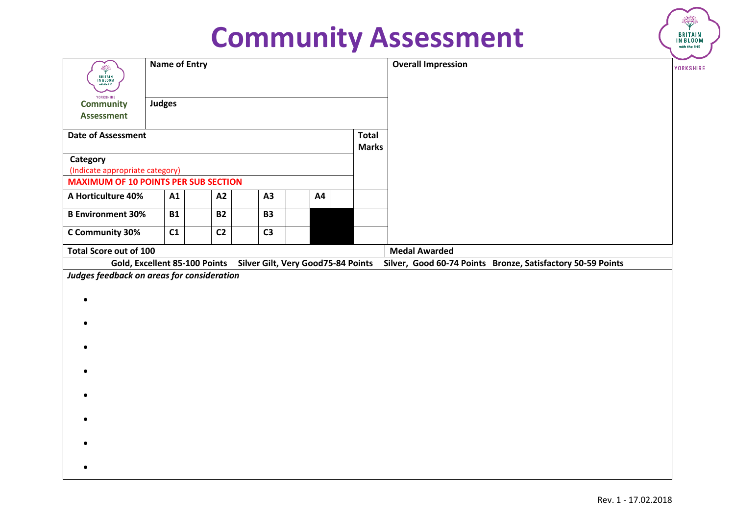# Community Assessment

| Community Assessment | Name of Entry | | | | | | | | | Overall Impression |
|---|---|---|---|---|---|---|---|---|---|---|
| | Judges | | | | | | | | | |
| Date of Assessment | | | | | | | | | Total Marks | |
| Category (Indicate appropriate category) | | | | | | | | | | |
| MAXIMUM OF 10 POINTS PER SUB SECTION | | | | | | | | | | |
| A Horticulture 40% | A1 | | A2 | | A3 | | A4 | | | |
| B Environment 30% | B1 | | B2 | | B3 | | | | | |
| C Community 30% | C1 | | C2 | | C3 | | | | | |
| Total Score out of 100 | | | | | | | | | | Medal Awarded |

**Gold, Excellent 85-100 Points   Silver Gilt, Very Good75-84 Points   Silver, Good 60-74 Points   Bronze, Satisfactory 50-59 Points**

***Judges feedback on areas for consideration***

- 
- 
- 
- 
- 
- 
- 
- 

Rev. 1 - 17.02.2018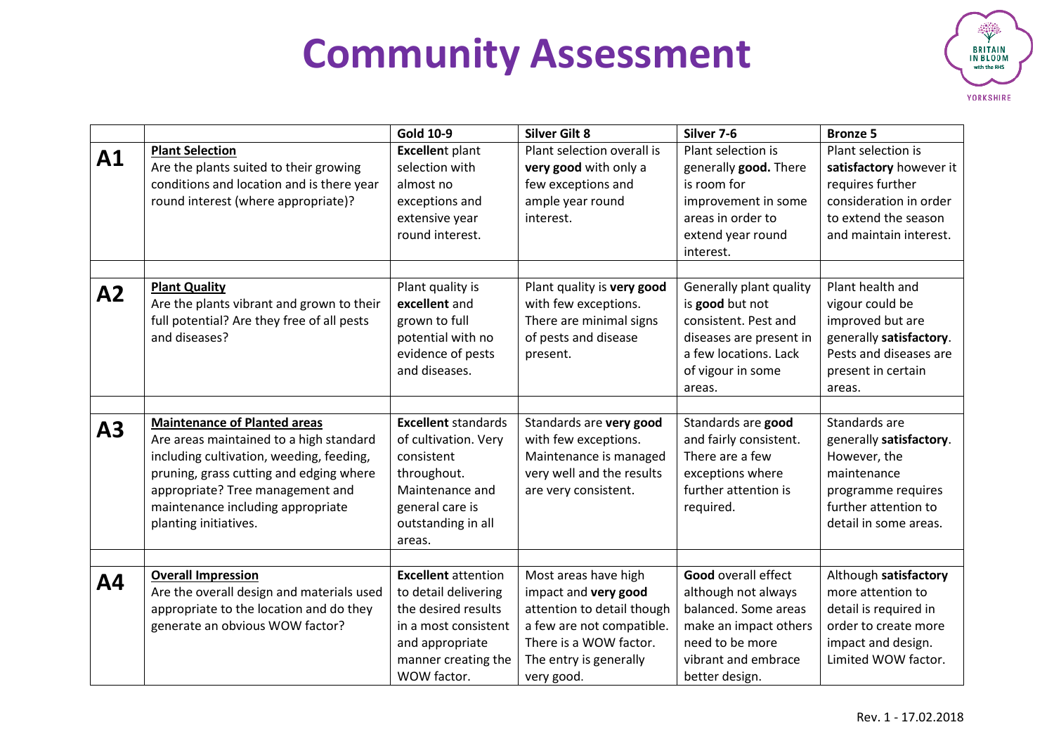# Community Assessment

| | | Gold 10-9 | Silver Gilt 8 | Silver 7-6 | Bronze 5 |
|---|---|---|---|---|---|
| **A1** | **Plant Selection** Are the plants suited to their growing conditions and location and is there year round interest (where appropriate)? | **Excellen**t plant selection with almost no exceptions and extensive year round interest. | Plant selection overall is **very good** with only a few exceptions and ample year round interest. | Plant selection is generally **good.** There is room for improvement in some areas in order to extend year round interest. | Plant selection is **satisfactory** however it requires further consideration in order to extend the season and maintain interest. |
| **A2** | **Plant Quality** Are the plants vibrant and grown to their full potential? Are they free of all pests and diseases? | Plant quality is **excellent** and grown to full potential with no evidence of pests and diseases. | Plant quality is **very good** with few exceptions. There are minimal signs of pests and disease present. | Generally plant quality is **good** but not consistent. Pest and diseases are present in a few locations. Lack of vigour in some areas. | Plant health and vigour could be improved but are generally **satisfactory**. Pests and diseases are present in certain areas. |
| **A3** | **Maintenance of Planted areas** Are areas maintained to a high standard including cultivation, weeding, feeding, pruning, grass cutting and edging where appropriate? Tree management and maintenance including appropriate planting initiatives. | **Excellent** standards of cultivation. Very consistent throughout. Maintenance and general care is outstanding in all areas. | Standards are **very good** with few exceptions. Maintenance is managed very well and the results are very consistent. | Standards are **good** and fairly consistent. There are a few exceptions where further attention is required. | Standards are generally **satisfactory**. However, the maintenance programme requires further attention to detail in some areas. |
| **A4** | **Overall Impression** Are the overall design and materials used appropriate to the location and do they generate an obvious WOW factor? | **Excellent** attention to detail delivering the desired results in a most consistent and appropriate manner creating the WOW factor. | Most areas have high impact and **very good** attention to detail though a few are not compatible. There is a WOW factor. The entry is generally very good. | **Good** overall effect although not always balanced. Some areas make an impact others need to be more vibrant and embrace better design. | Although **satisfactory** more attention to detail is required in order to create more impact and design. Limited WOW factor. |

Rev. 1 - 17.02.2018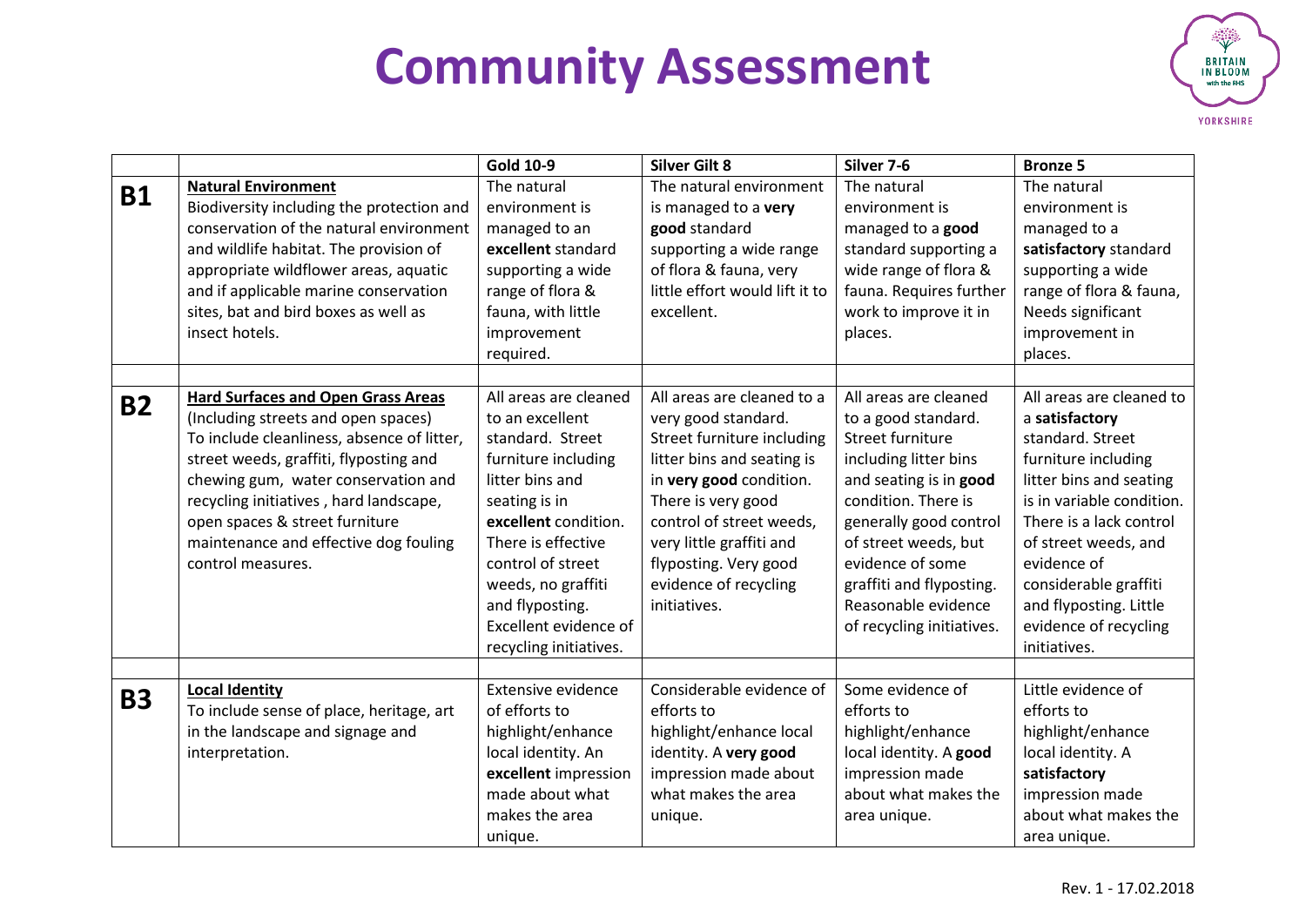# Community Assessment

| | | Gold 10-9 | Silver Gilt 8 | Silver 7-6 | Bronze 5 |
|---|---|---|---|---|---|
| **B1** | **Natural Environment**<br>Biodiversity including the protection and conservation of the natural environment and wildlife habitat. The provision of appropriate wildflower areas, aquatic and if applicable marine conservation sites, bat and bird boxes as well as insect hotels. | The natural environment is managed to an **excellent** standard supporting a wide range of flora & fauna, with little improvement required. | The natural environment is managed to a **very good** standard supporting a wide range of flora & fauna, very little effort would lift it to excellent. | The natural environment is managed to a **good** standard supporting a wide range of flora & fauna. Requires further work to improve it in places. | The natural environment is managed to a **satisfactory** standard supporting a wide range of flora & fauna, Needs significant improvement in places. |
| | | | | | |
| **B2** | **Hard Surfaces and Open Grass Areas**<br>(Including streets and open spaces)<br>To include cleanliness, absence of litter, street weeds, graffiti, flyposting and chewing gum, water conservation and recycling initiatives , hard landscape, open spaces & street furniture maintenance and effective dog fouling control measures. | All areas are cleaned to an excellent standard. Street furniture including litter bins and seating is in **excellent** condition. There is effective control of street weeds, no graffiti and flyposting. Excellent evidence of recycling initiatives. | All areas are cleaned to a very good standard. Street furniture including litter bins and seating is in **very good** condition. There is very good control of street weeds, very little graffiti and flyposting. Very good evidence of recycling initiatives. | All areas are cleaned to a good standard. Street furniture including litter bins and seating is in **good** condition. There is generally good control of street weeds, but evidence of some graffiti and flyposting. Reasonable evidence of recycling initiatives. | All areas are cleaned to a **satisfactory** standard. Street furniture including litter bins and seating is in variable condition. There is a lack control of street weeds, and evidence of considerable graffiti and flyposting. Little evidence of recycling initiatives. |
| | | | | | |
| **B3** | **Local Identity**<br>To include sense of place, heritage, art in the landscape and signage and interpretation. | Extensive evidence of efforts to highlight/enhance local identity. An **excellent** impression made about what makes the area unique. | Considerable evidence of efforts to highlight/enhance local identity. A **very good** impression made about what makes the area unique. | Some evidence of efforts to highlight/enhance local identity. A **good** impression made about what makes the area unique. | Little evidence of efforts to highlight/enhance local identity. A **satisfactory** impression made about what makes the area unique. |

Rev. 1 - 17.02.2018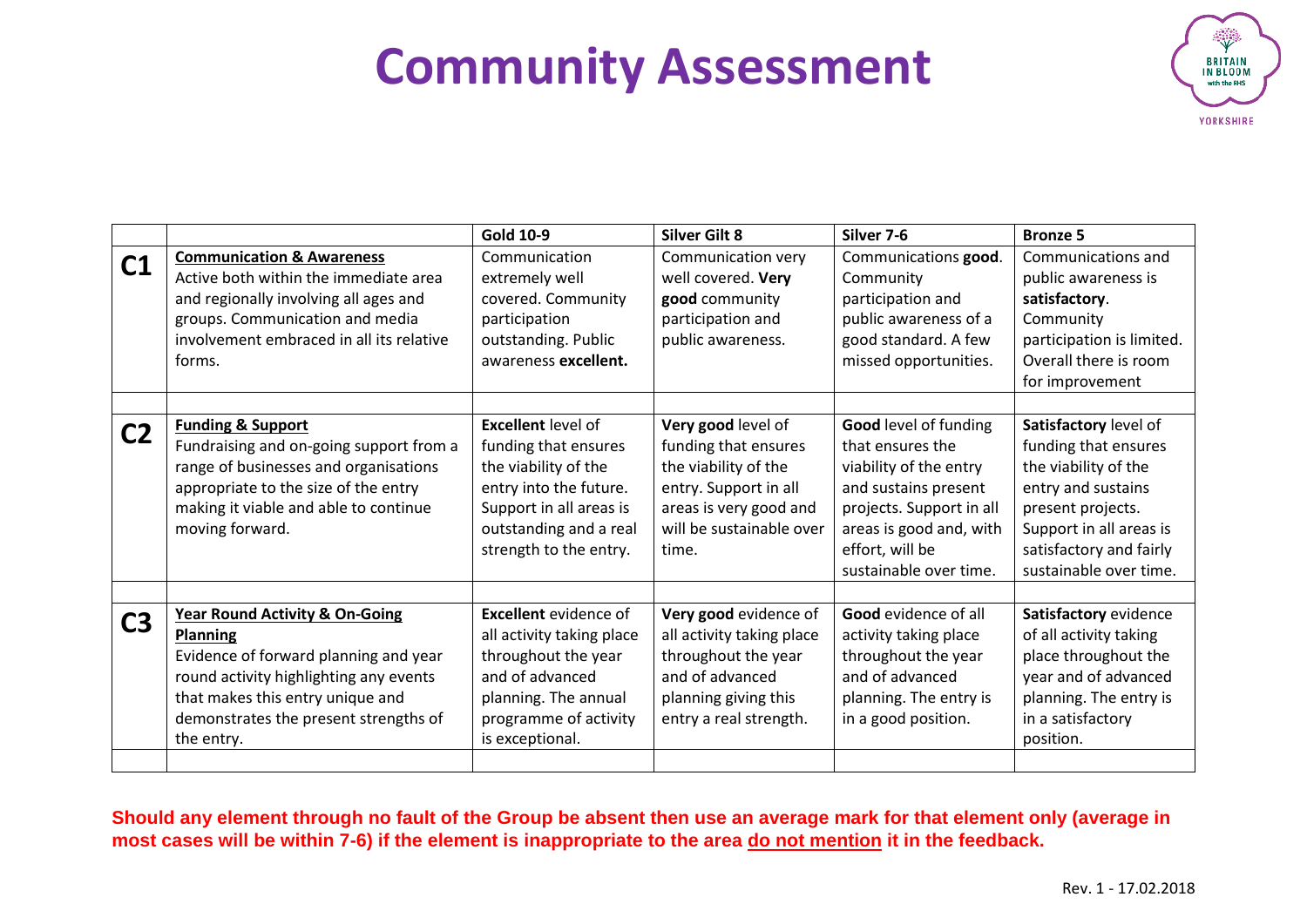# Community Assessment

| | | Gold 10-9 | Silver Gilt 8 | Silver 7-6 | Bronze 5 |
|---|---|---|---|---|---|
| **C1** | **Communication & Awareness** Active both within the immediate area and regionally involving all ages and groups. Communication and media involvement embraced in all its relative forms. | Communication extremely well covered. Community participation outstanding. Public awareness **excellent.** | Communication very well covered. **Very good** community participation and public awareness. | Communications **good**. Community participation and public awareness of a good standard. A few missed opportunities. | Communications and public awareness is **satisfactory**. Community participation is limited. Overall there is room for improvement |
| | | | | | |
| **C2** | **Funding & Support** Fundraising and on-going support from a range of businesses and organisations appropriate to the size of the entry making it viable and able to continue moving forward. | **Excellent** level of funding that ensures the viability of the entry into the future. Support in all areas is outstanding and a real strength to the entry. | **Very good** level of funding that ensures the viability of the entry. Support in all areas is very good and will be sustainable over time. | **Good** level of funding that ensures the viability of the entry and sustains present projects. Support in all areas is good and, with effort, will be sustainable over time. | **Satisfactory** level of funding that ensures the viability of the entry and sustains present projects. Support in all areas is satisfactory and fairly sustainable over time. |
| | | | | | |
| **C3** | **Year Round Activity & On-Going Planning** Evidence of forward planning and year round activity highlighting any events that makes this entry unique and demonstrates the present strengths of the entry. | **Excellent** evidence of all activity taking place throughout the year and of advanced planning. The annual programme of activity is exceptional. | **Very good** evidence of all activity taking place throughout the year and of advanced planning giving this entry a real strength. | **Good** evidence of all activity taking place throughout the year and of advanced planning. The entry is in a good position. | **Satisfactory** evidence of all activity taking place throughout the year and of advanced planning. The entry is in a satisfactory position. |
| | | | | | |

**Should any element through no fault of the Group be absent then use an average mark for that element only (average in most cases will be within 7-6) if the element is inappropriate to the area do not mention it in the feedback.**

Rev. 1 - 17.02.2018